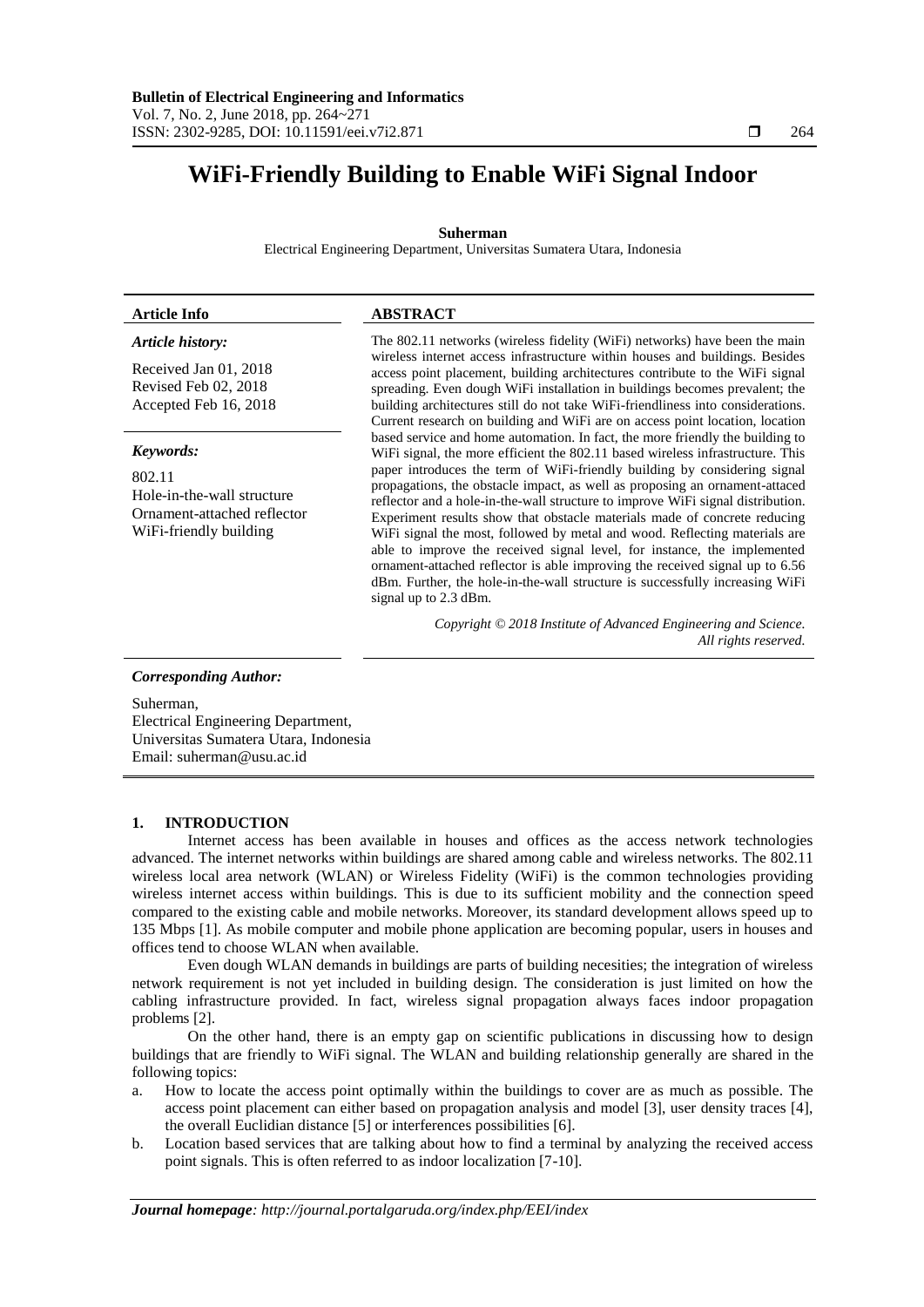# WiFi-Friendly Building to Enable WiFi Signal Indoor

**Suherman**

Electrical Engineering Department, Universitas Sumatera Utara, Indonesia

**Article Info**

***Article history:***

Received Jan 01, 2018
Revised Feb 02, 2018
Accepted Feb 16, 2018

***Keywords:***

802.11
Hole-in-the-wall structure
Ornament-attached reflector
WiFi-friendly building

**ABSTRACT**

The 802.11 networks (wireless fidelity (WiFi) networks) have been the main wireless internet access infrastructure within houses and buildings. Besides access point placement, building architectures contribute to the WiFi signal spreading. Even dough WiFi installation in buildings becomes prevalent; the building architectures still do not take WiFi-friendliness into considerations. Current research on building and WiFi are on access point location, location based service and home automation. In fact, the more friendly the building to WiFi signal, the more efficient the 802.11 based wireless infrastructure. This paper introduces the term of WiFi-friendly building by considering signal propagations, the obstacle impact, as well as proposing an ornament-attaced reflector and a hole-in-the-wall structure to improve WiFi signal distribution. Experiment results show that obstacle materials made of concrete reducing WiFi signal the most, followed by metal and wood. Reflecting materials are able to improve the received signal level, for instance, the implemented ornament-attached reflector is able improving the received signal up to 6.56 dBm. Further, the hole-in-the-wall structure is successfully increasing WiFi signal up to 2.3 dBm.

*Copyright © 2018 Institute of Advanced Engineering and Science. All rights reserved.*

***Corresponding Author:***

Suherman,
Electrical Engineering Department,
Universitas Sumatera Utara, Indonesia
Email: suherman@usu.ac.id

## 1. INTRODUCTION

Internet access has been available in houses and offices as the access network technologies advanced. The internet networks within buildings are shared among cable and wireless networks. The 802.11 wireless local area network (WLAN) or Wireless Fidelity (WiFi) is the common technologies providing wireless internet access within buildings. This is due to its sufficient mobility and the connection speed compared to the existing cable and mobile networks. Moreover, its standard development allows speed up to 135 Mbps [1]. As mobile computer and mobile phone application are becoming popular, users in houses and offices tend to choose WLAN when available.

Even dough WLAN demands in buildings are parts of building necesities; the integration of wireless network requirement is not yet included in building design. The consideration is just limited on how the cabling infrastructure provided. In fact, wireless signal propagation always faces indoor propagation problems [2].

On the other hand, there is an empty gap on scientific publications in discussing how to design buildings that are friendly to WiFi signal. The WLAN and building relationship generally are shared in the following topics:

a. How to locate the access point optimally within the buildings to cover are as much as possible. The access point placement can either based on propagation analysis and model [3], user density traces [4], the overall Euclidian distance [5] or interferences possibilities [6].

b. Location based services that are talking about how to find a terminal by analyzing the received access point signals. This is often referred to as indoor localization [7-10].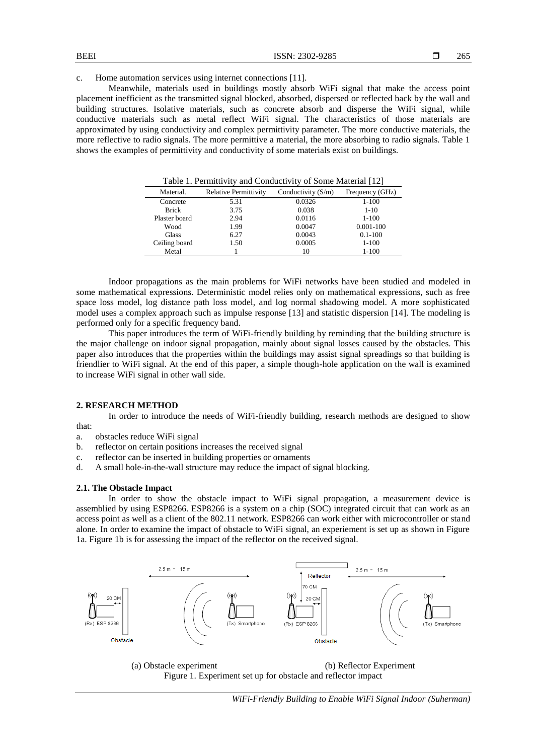c. Home automation services using internet connections [11].

Meanwhile, materials used in buildings mostly absorb WiFi signal that make the access point placement inefficient as the transmitted signal blocked, absorbed, dispersed or reflected back by the wall and building structures. Isolative materials, such as concrete absorb and disperse the WiFi signal, while conductive materials such as metal reflect WiFi signal. The characteristics of those materials are approximated by using conductivity and complex permittivity parameter. The more conductive materials, the more reflective to radio signals. The more permittive a material, the more absorbing to radio signals. Table 1 shows the examples of permittivity and conductivity of some materials exist on buildings.

Table 1. Permittivity and Conductivity of Some Material [12]

| Material. | Relative Permittivity | Conductivity (S/m) | Frequency (GHz) |
|---|---|---|---|
| Concrete | 5.31 | 0.0326 | 1-100 |
| Brick | 3.75 | 0.038 | 1-10 |
| Plaster board | 2.94 | 0.0116 | 1-100 |
| Wood | 1.99 | 0.0047 | 0.001-100 |
| Glass | 6.27 | 0.0043 | 0.1-100 |
| Ceiling board | 1.50 | 0.0005 | 1-100 |
| Metal | 1 | 10 | 1-100 |

Indoor propagations as the main problems for WiFi networks have been studied and modeled in some mathematical expressions. Deterministic model relies only on mathematical expressions, such as free space loss model, log distance path loss model, and log normal shadowing model. A more sophisticated model uses a complex approach such as impulse response [13] and statistic dispersion [14]. The modeling is performed only for a specific frequency band.

This paper introduces the term of WiFi-friendly building by reminding that the building structure is the major challenge on indoor signal propagation, mainly about signal losses caused by the obstacles. This paper also introduces that the properties within the buildings may assist signal spreadings so that building is friendlier to WiFi signal. At the end of this paper, a simple though-hole application on the wall is examined to increase WiFi signal in other wall side.

## 2. RESEARCH METHOD

In order to introduce the needs of WiFi-friendly building, research methods are designed to show that:

a. obstacles reduce WiFi signal
b. reflector on certain positions increases the received signal
c. reflector can be inserted in building properties or ornaments
d. A small hole-in-the-wall structure may reduce the impact of signal blocking.

### 2.1. The Obstacle Impact

In order to show the obstacle impact to WiFi signal propagation, a measurement device is assemblied by using ESP8266. ESP8266 is a system on a chip (SOC) integrated circuit that can work as an access point as well as a client of the 802.11 network. ESP8266 can work either with microcontroller or stand alone. In order to examine the impact of obstacle to WiFi signal, an experiement is set up as shown in Figure 1a. Figure 1b is for assessing the impact of the reflector on the received signal.

(a) Obstacle experiment (b) Reflector Experiment

Figure 1. Experiment set up for obstacle and reflector impact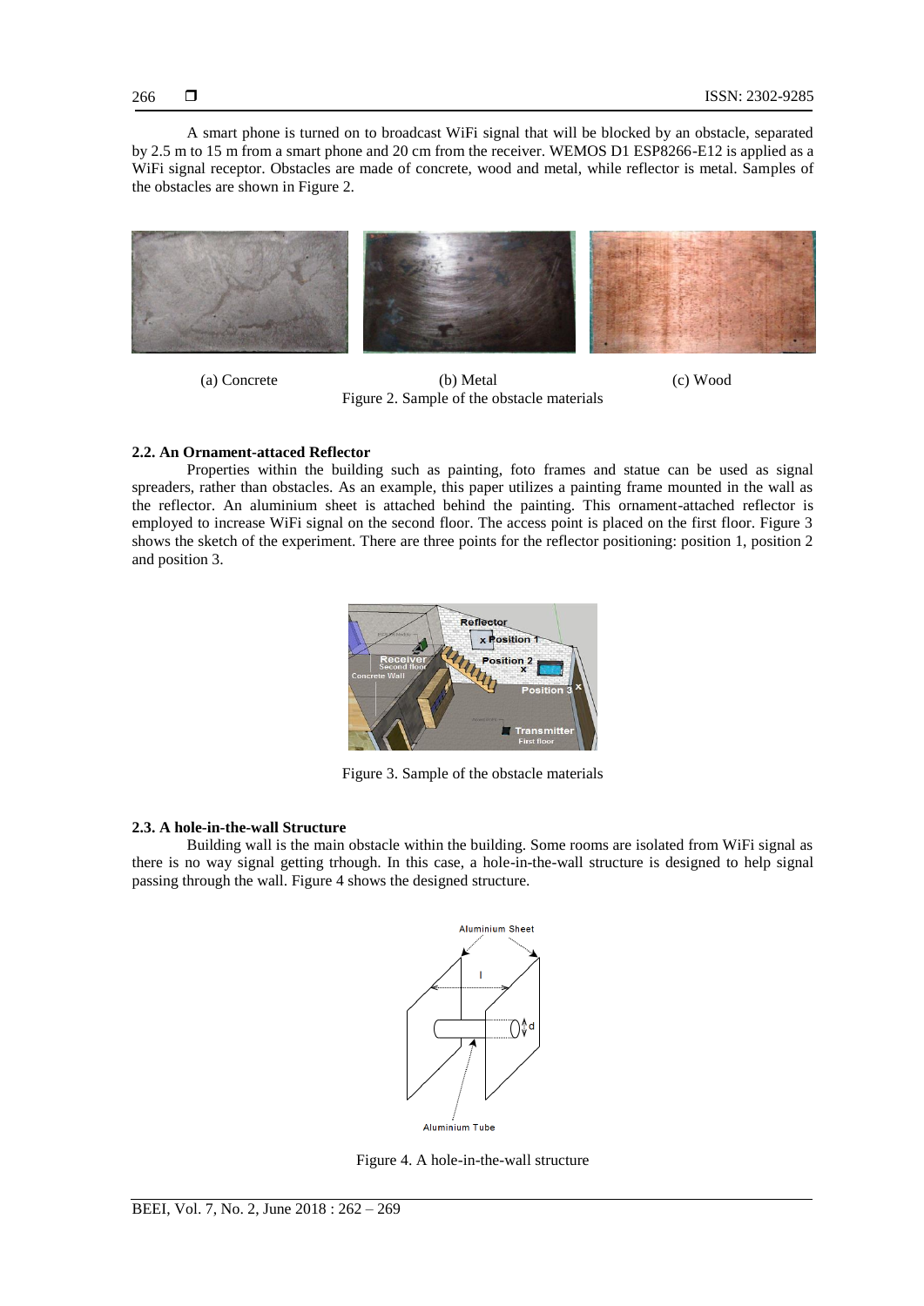A smart phone is turned on to broadcast WiFi signal that will be blocked by an obstacle, separated by 2.5 m to 15 m from a smart phone and 20 cm from the receiver. WEMOS D1 ESP8266-E12 is applied as a WiFi signal receptor. Obstacles are made of concrete, wood and metal, while reflector is metal. Samples of the obstacles are shown in Figure 2.

(a) Concrete (b) Metal (c) Wood

Figure 2. Sample of the obstacle materials

### 2.2. An Ornament-attaced Reflector

Properties within the building such as painting, foto frames and statue can be used as signal spreaders, rather than obstacles. As an example, this paper utilizes a painting frame mounted in the wall as the reflector. An aluminium sheet is attached behind the painting. This ornament-attached reflector is employed to increase WiFi signal on the second floor. The access point is placed on the first floor. Figure 3 shows the sketch of the experiment. There are three points for the reflector positioning: position 1, position 2 and position 3.

Figure 3. Sample of the obstacle materials

### 2.3. A hole-in-the-wall Structure

Building wall is the main obstacle within the building. Some rooms are isolated from WiFi signal as there is no way signal getting trhough. In this case, a hole-in-the-wall structure is designed to help signal passing through the wall. Figure 4 shows the designed structure.

Figure 4. A hole-in-the-wall structure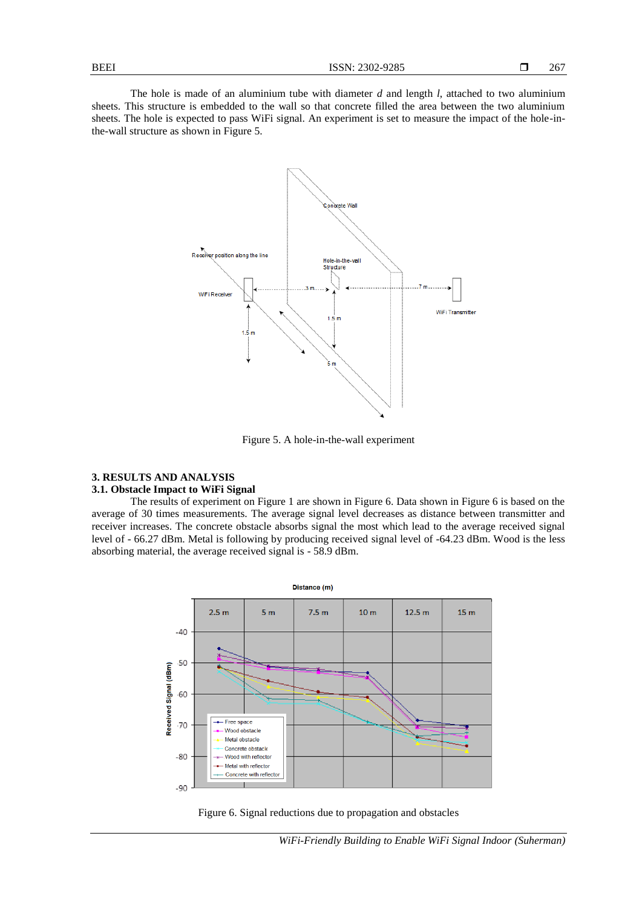The hole is made of an aluminium tube with diameter *d* and length *l*, attached to two aluminium sheets. This structure is embedded to the wall so that concrete filled the area between the two aluminium sheets. The hole is expected to pass WiFi signal. An experiment is set to measure the impact of the hole-in-the-wall structure as shown in Figure 5.

Figure 5. A hole-in-the-wall experiment

## 3. RESULTS AND ANALYSIS

### 3.1. Obstacle Impact to WiFi Signal

The results of experiment on Figure 1 are shown in Figure 6. Data shown in Figure 6 is based on the average of 30 times measurements. The average signal level decreases as distance between transmitter and receiver increases. The concrete obstacle absorbs signal the most which lead to the average received signal level of - 66.27 dBm. Metal is following by producing received signal level of -64.23 dBm. Wood is the less absorbing material, the average received signal is - 58.9 dBm.

Figure 6. Signal reductions due to propagation and obstacles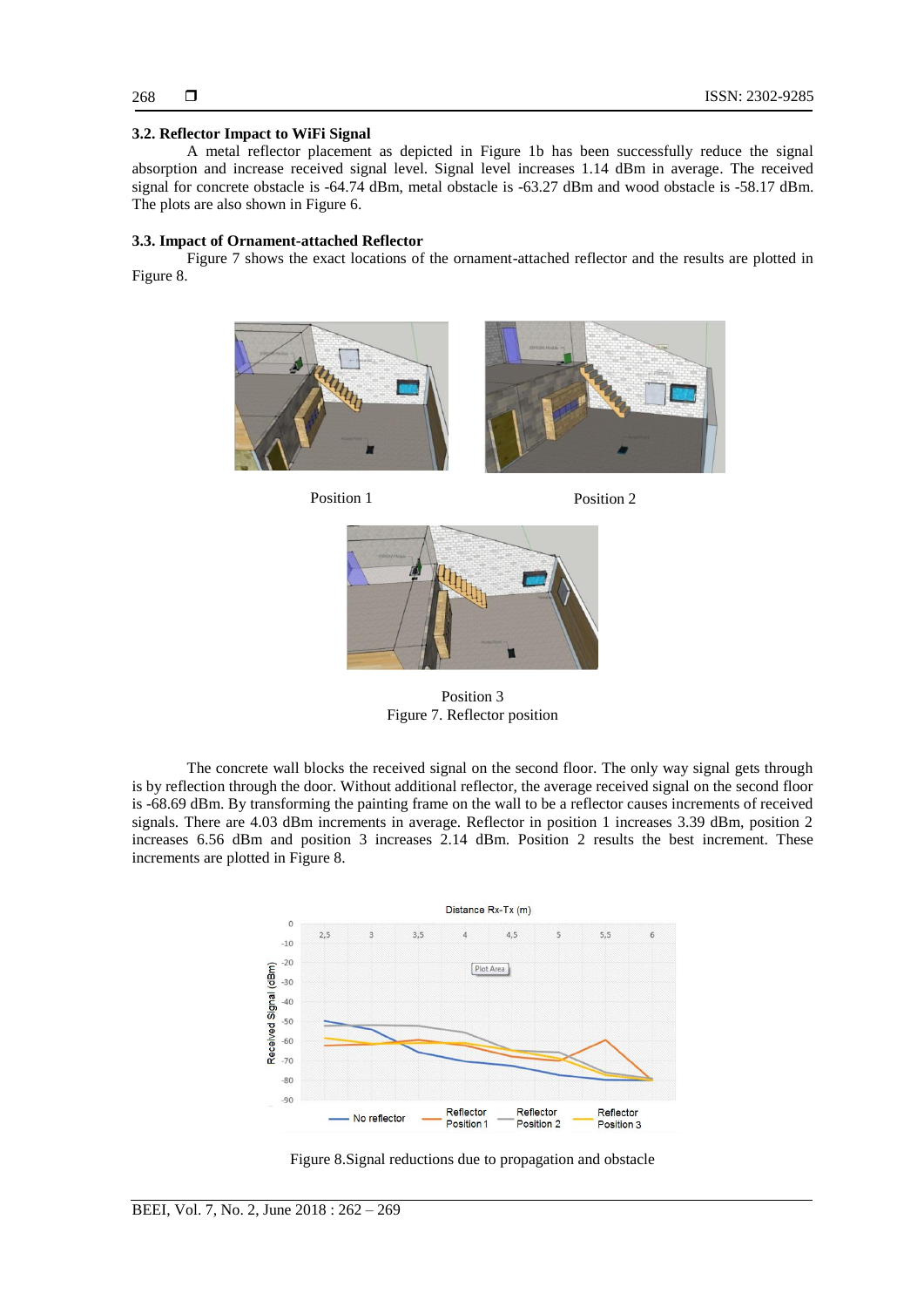### 3.2. Reflector Impact to WiFi Signal

A metal reflector placement as depicted in Figure 1b has been successfully reduce the signal absorption and increase received signal level. Signal level increases 1.14 dBm in average. The received signal for concrete obstacle is -64.74 dBm, metal obstacle is -63.27 dBm and wood obstacle is -58.17 dBm. The plots are also shown in Figure 6.

### 3.3. Impact of Ornament-attached Reflector

Figure 7 shows the exact locations of the ornament-attached reflector and the results are plotted in Figure 8.

Position 1

Position 2

Position 3

Figure 7. Reflector position

The concrete wall blocks the received signal on the second floor. The only way signal gets through is by reflection through the door. Without additional reflector, the average received signal on the second floor is -68.69 dBm. By transforming the painting frame on the wall to be a reflector causes increments of received signals. There are 4.03 dBm increments in average. Reflector in position 1 increases 3.39 dBm, position 2 increases 6.56 dBm and position 3 increases 2.14 dBm. Position 2 results the best increment. These increments are plotted in Figure 8.

Figure 8.Signal reductions due to propagation and obstacle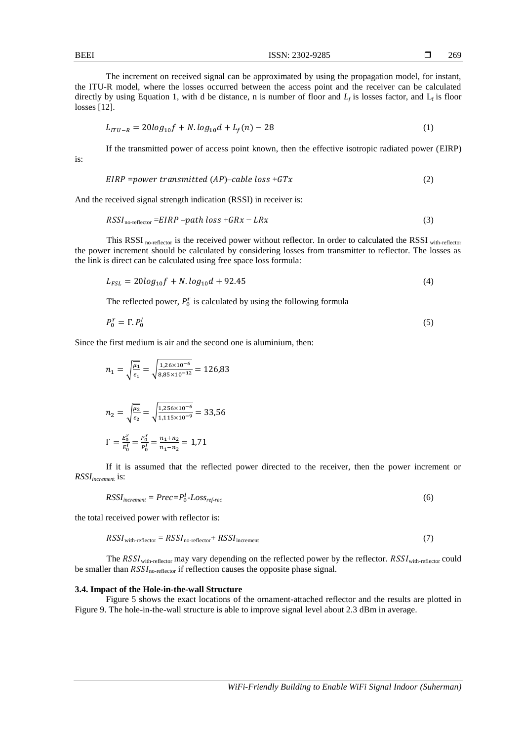The increment on received signal can be approximated by using the propagation model, for instant, the ITU-R model, where the losses occurred between the access point and the receiver can be calculated directly by using Equation 1, with d be distance, n is number of floor and $L_f$ is losses factor, and $L_f$ is floor losses [12].

$$L_{ITU-R} = 20log_{10}f + N.log_{10}d + L_f(n) - 28 \tag{1}$$

If the transmitted power of access point known, then the effective isotropic radiated power (EIRP) is:

$$EIRP = power\ transmitted\ (AP) – cable\ loss + GTx \tag{2}$$

And the received signal strength indication (RSSI) in receiver is:

$$RSSI_{\text{no-reflector}} = EIRP – path\ loss + GRx - LRx \tag{3}$$

This RSSI $_{\text{no-reflector}}$ is the received power without reflector. In order to calculated the RSSI $_{\text{with-reflector}}$ the power increment should be calculated by considering losses from transmitter to reflector. The losses as the link is direct can be calculated using free space loss formula:

$$L_{FSL} = 20log_{10}f + N.log_{10}d + 92.45 \tag{4}$$

The reflected power, $P_0^r$ is calculated by using the following formula

$$P_0^r = \Gamma.P_0^I \tag{5}$$

Since the first medium is air and the second one is aluminium, then:

$$n_1 = \sqrt{\frac{\mu_1}{\epsilon_1}} = \sqrt{\frac{1{,}26 \times 10^{-6}}{8{,}85 \times 10^{-12}}} = 126{,}83$$

$$n_2 = \sqrt{\frac{\mu_2}{\epsilon_2}} = \sqrt{\frac{1{,}256 \times 10^{-6}}{1{,}115 \times 10^{-9}}} = 33{,}56$$

$$\Gamma = \frac{E_0^r}{E_0^I} = \frac{P_0^r}{P_0^I} = \frac{n_1 + n_2}{n_1 - n_2} = 1{,}71$$

If it is assumed that the reflected power directed to the receiver, then the power increment or $RSSI_{increment}$ is:

$$RSSI_{increment} = Prec = P_0^I - Loss_{ref\text{-}rec} \tag{6}$$

the total received power with reflector is:

$$RSSI_{\text{with-reflector}} = RSSI_{\text{no-reflector}} + RSSI_{\text{increment}} \tag{7}$$

The $RSSI_{\text{with-reflector}}$ may vary depending on the reflected power by the reflector. $RSSI_{\text{with-reflector}}$ could be smaller than $RSSI_{\text{no-reflector}}$ if reflection causes the opposite phase signal.

### 3.4. Impact of the Hole-in-the-wall Structure

Figure 5 shows the exact locations of the ornament-attached reflector and the results are plotted in Figure 9. The hole-in-the-wall structure is able to improve signal level about 2.3 dBm in average.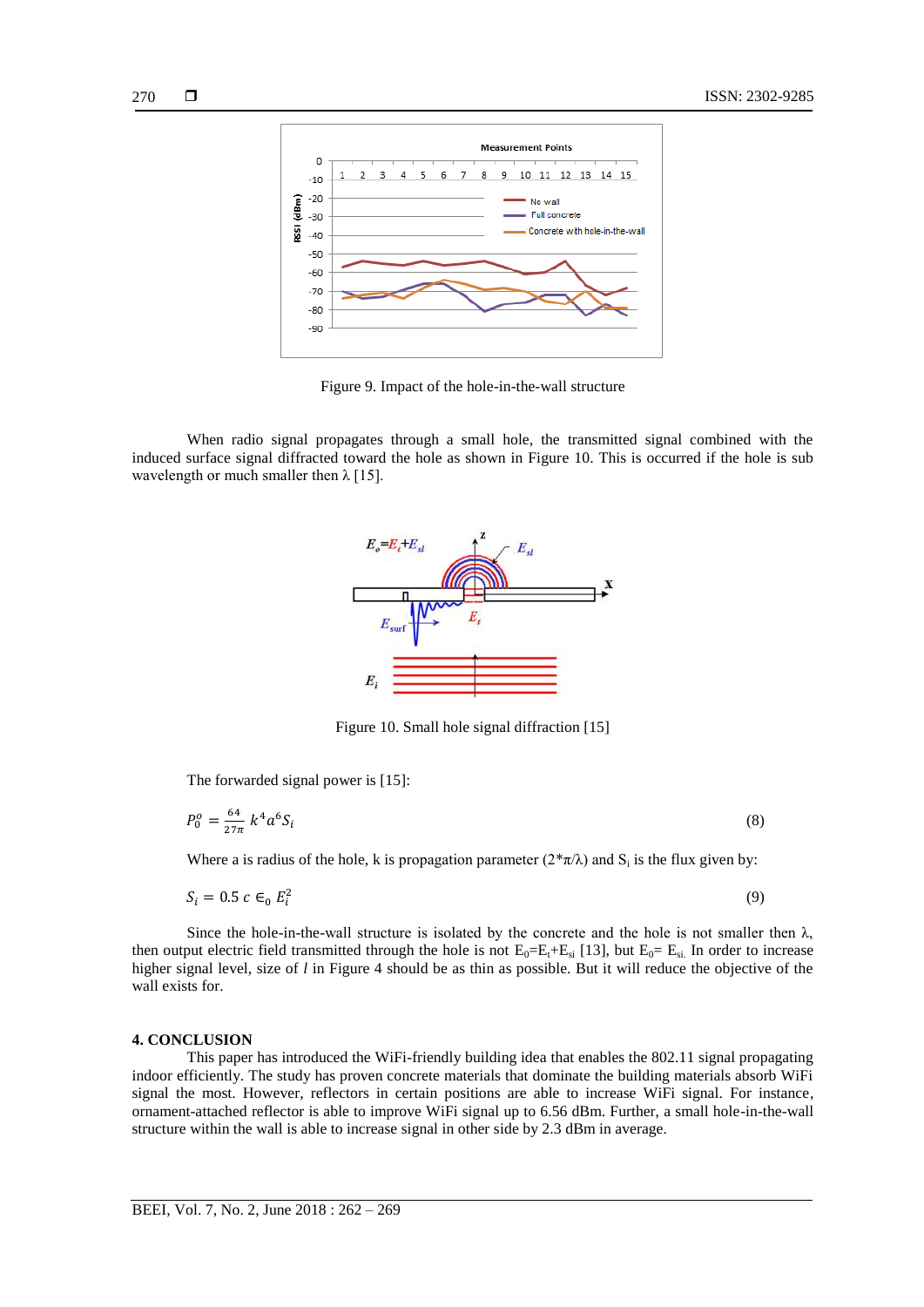Figure 9. Impact of the hole-in-the-wall structure

When radio signal propagates through a small hole, the transmitted signal combined with the induced surface signal diffracted toward the hole as shown in Figure 10. This is occurred if the hole is sub wavelength or much smaller then λ [15].

Figure 10. Small hole signal diffraction [15]

The forwarded signal power is [15]:

$$P_0^o = \frac{64}{27\pi} k^4 a^6 S_i \tag{8}$$

Where a is radius of the hole, k is propagation parameter (2*π/λ) and $S_i$ is the flux given by:

$$S_i = 0.5\, c\, \epsilon_0\, E_i^2 \tag{9}$$

Since the hole-in-the-wall structure is isolated by the concrete and the hole is not smaller then λ, then output electric field transmitted through the hole is not $E_0 = E_t + E_{si}$ [13], but $E_0 = E_{si}$. In order to increase higher signal level, size of *l* in Figure 4 should be as thin as possible. But it will reduce the objective of the wall exists for.

## 4. CONCLUSION

This paper has introduced the WiFi-friendly building idea that enables the 802.11 signal propagating indoor efficiently. The study has proven concrete materials that dominate the building materials absorb WiFi signal the most. However, reflectors in certain positions are able to increase WiFi signal. For instance, ornament-attached reflector is able to improve WiFi signal up to 6.56 dBm. Further, a small hole-in-the-wall structure within the wall is able to increase signal in other side by 2.3 dBm in average.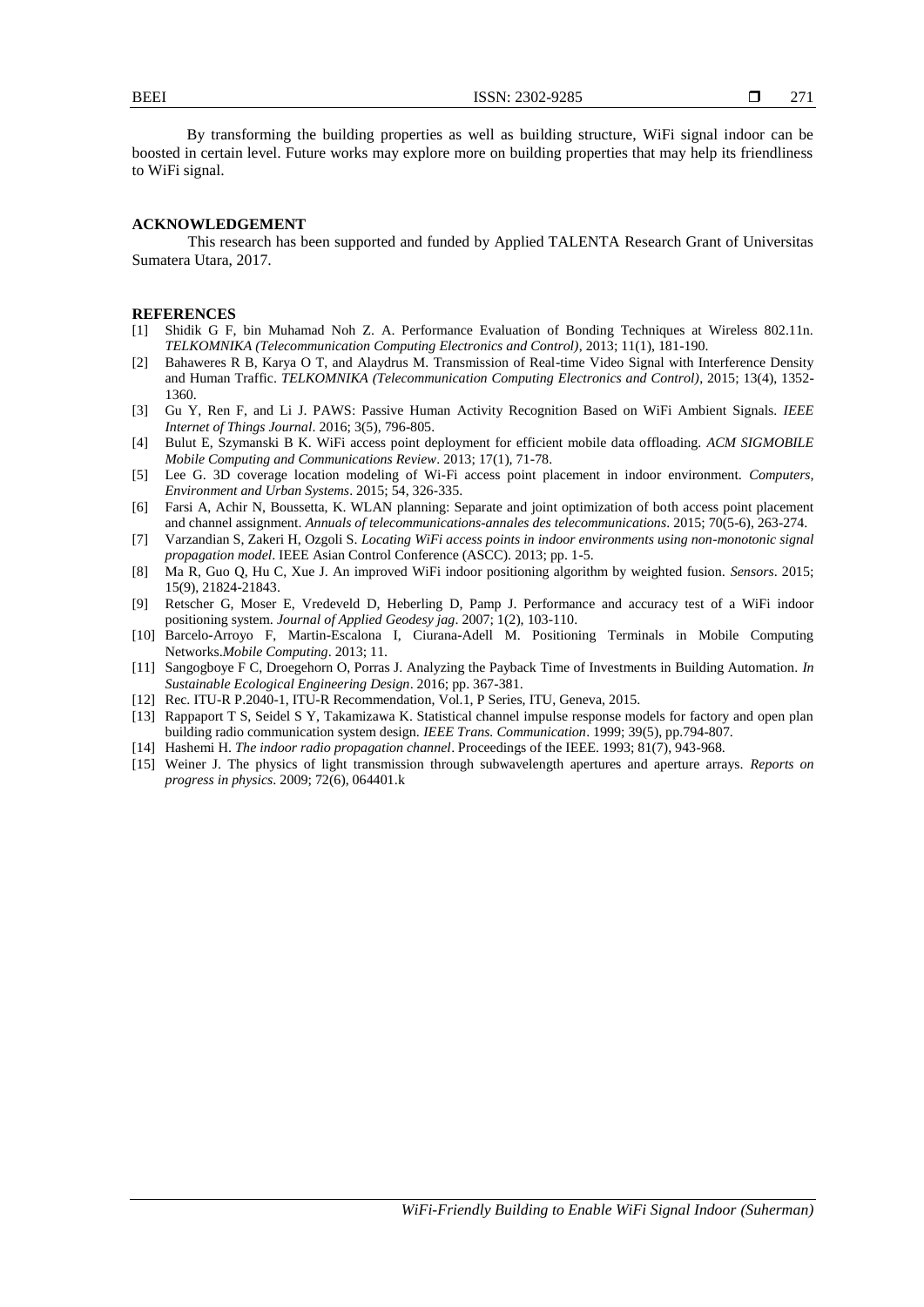By transforming the building properties as well as building structure, WiFi signal indoor can be boosted in certain level. Future works may explore more on building properties that may help its friendliness to WiFi signal.

## ACKNOWLEDGEMENT

This research has been supported and funded by Applied TALENTA Research Grant of Universitas Sumatera Utara, 2017.

## REFERENCES

[1] Shidik G F, bin Muhamad Noh Z. A. Performance Evaluation of Bonding Techniques at Wireless 802.11n. *TELKOMNIKA (Telecommunication Computing Electronics and Control)*, 2013; 11(1), 181-190.

[2] Bahaweres R B, Karya O T, and Alaydrus M. Transmission of Real-time Video Signal with Interference Density and Human Traffic. *TELKOMNIKA (Telecommunication Computing Electronics and Control)*, 2015; 13(4), 1352-1360.

[3] Gu Y, Ren F, and Li J. PAWS: Passive Human Activity Recognition Based on WiFi Ambient Signals. *IEEE Internet of Things Journal*. 2016; 3(5), 796-805.

[4] Bulut E, Szymanski B K. WiFi access point deployment for efficient mobile data offloading. *ACM SIGMOBILE Mobile Computing and Communications Review*. 2013; 17(1), 71-78.

[5] Lee G. 3D coverage location modeling of Wi-Fi access point placement in indoor environment. *Computers, Environment and Urban Systems*. 2015; 54, 326-335.

[6] Farsi A, Achir N, Boussetta, K. WLAN planning: Separate and joint optimization of both access point placement and channel assignment. *Annuals of telecommunications-annales des telecommunications*. 2015; 70(5-6), 263-274.

[7] Varzandian S, Zakeri H, Ozgoli S. *Locating WiFi access points in indoor environments using non-monotonic signal propagation model*. IEEE Asian Control Conference (ASCC). 2013; pp. 1-5.

[8] Ma R, Guo Q, Hu C, Xue J. An improved WiFi indoor positioning algorithm by weighted fusion. *Sensors*. 2015; 15(9), 21824-21843.

[9] Retscher G, Moser E, Vredeveld D, Heberling D, Pamp J. Performance and accuracy test of a WiFi indoor positioning system. *Journal of Applied Geodesy jag*. 2007; 1(2), 103-110.

[10] Barcelo-Arroyo F, Martin-Escalona I, Ciurana-Adell M. Positioning Terminals in Mobile Computing Networks.*Mobile Computing*. 2013; 11.

[11] Sangogboye F C, Droegehorn O, Porras J. Analyzing the Payback Time of Investments in Building Automation. *In Sustainable Ecological Engineering Design*. 2016; pp. 367-381.

[12] Rec. ITU-R P.2040-1, ITU-R Recommendation, Vol.1, P Series, ITU, Geneva, 2015.

[13] Rappaport T S, Seidel S Y, Takamizawa K. Statistical channel impulse response models for factory and open plan building radio communication system design. *IEEE Trans. Communication*. 1999; 39(5), pp.794-807.

[14] Hashemi H. *The indoor radio propagation channel*. Proceedings of the IEEE. 1993; 81(7), 943-968.

[15] Weiner J. The physics of light transmission through subwavelength apertures and aperture arrays. *Reports on progress in physics*. 2009; 72(6), 064401.k